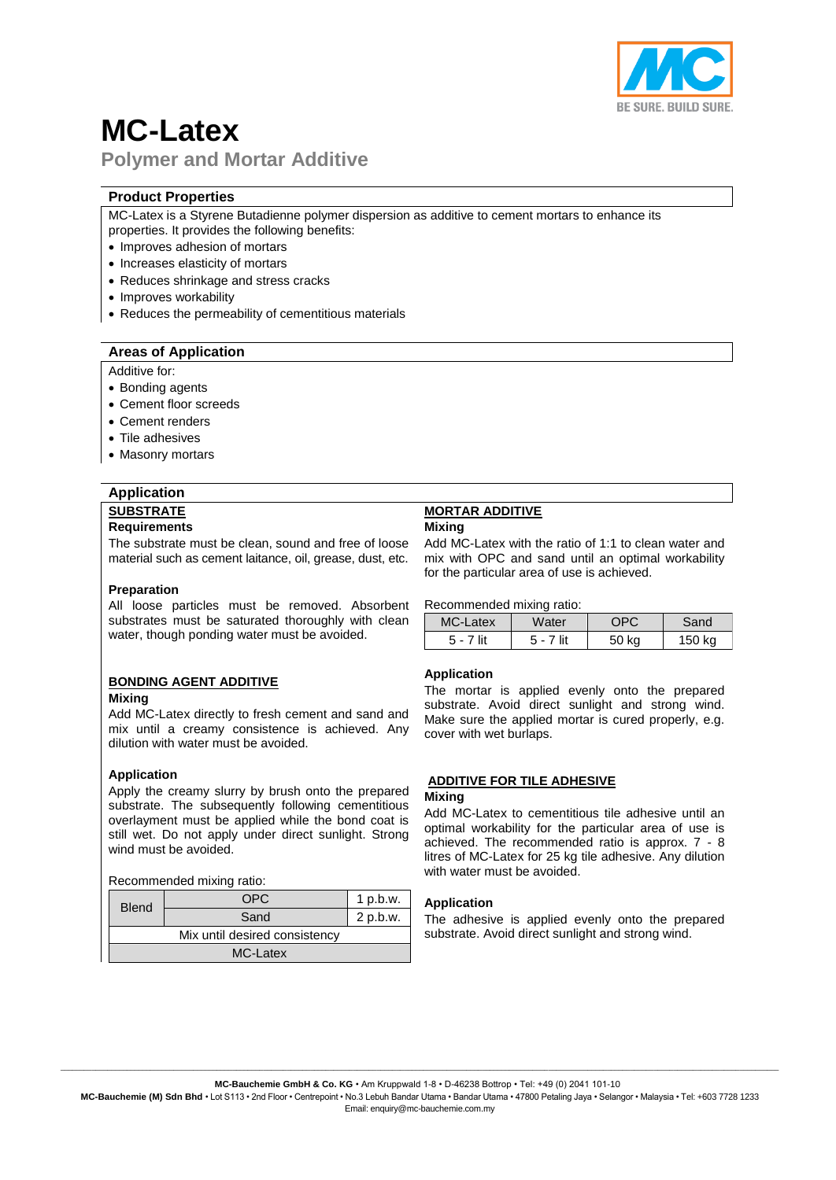# MC-Latex

## Polymer and Mortar Additive

### Product Properties

MC-Latex is a Styrene Butadienne polymer dispersion as additive to cement mortars to enhance its properties. It provides the following benefits:

- Improves adhesion of mortars
- Increases elasticity of mortars
- Reduces shrinkage and stress cracks
- Improves workability
- Reduces the permeability of cementitious materials

### Areas of Application

Additive for:

- Bonding agents
- Cement floor screeds
- Cement renders
- Tile adhesives
- Masonry mortars

### Application

#### SUBSTRATE

**Requirements**

The substrate must be clean, sound and free of loose material such as cement laitance, oil, grease, dust, etc.

**Preparation**

All loose particles must be removed. Absorbent substrates must be saturated thoroughly with clean water, though ponding water must be avoided.

#### BONDING AGENT ADDITIVE

**Mixing**

Add MC-Latex directly to fresh cement and sand and mix until a creamy consistence is achieved. Any dilution with water must be avoided.

**Application**

Apply the creamy slurry by brush onto the prepared substrate. The subsequently following cementitious overlayment must be applied while the bond coat is still wet. Do not apply under direct sunlight. Strong wind must be avoided.

Recommended mixing ratio:

| Blend | OPC | 1 p.b.w. |
|---|---|---|
| | Sand | 2 p.b.w. |
| Mix until desired consistency | | |
| MC-Latex | | |

#### MORTAR ADDITIVE

**Mixing**

Add MC-Latex with the ratio of 1:1 to clean water and mix with OPC and sand until an optimal workability for the particular area of use is achieved.

Recommended mixing ratio:

| MC-Latex | Water | OPC | Sand |
|---|---|---|---|
| 5 - 7 lit | 5 - 7 lit | 50 kg | 150 kg |

**Application**

The mortar is applied evenly onto the prepared substrate. Avoid direct sunlight and strong wind. Make sure the applied mortar is cured properly, e.g. cover with wet burlaps.

#### ADDITIVE FOR TILE ADHESIVE

**Mixing**

Add MC-Latex to cementitious tile adhesive until an optimal workability for the particular area of use is achieved. The recommended ratio is approx. 7 - 8 litres of MC-Latex for 25 kg tile adhesive. Any dilution with water must be avoided.

**Application**

The adhesive is applied evenly onto the prepared substrate. Avoid direct sunlight and strong wind.

---

**MC-Bauchemie GmbH & Co. KG** • Am Kruppwald 1-8 • D-46238 Bottrop • Tel: +49 (0) 2041 101-10
**MC-Bauchemie (M) Sdn Bhd** • Lot S113 • 2nd Floor • Centrepoint • No.3 Lebuh Bandar Utama • Bandar Utama • 47800 Petaling Jaya • Selangor • Malaysia • Tel: +603 7728 1233
Email: enquiry@mc-bauchemie.com.my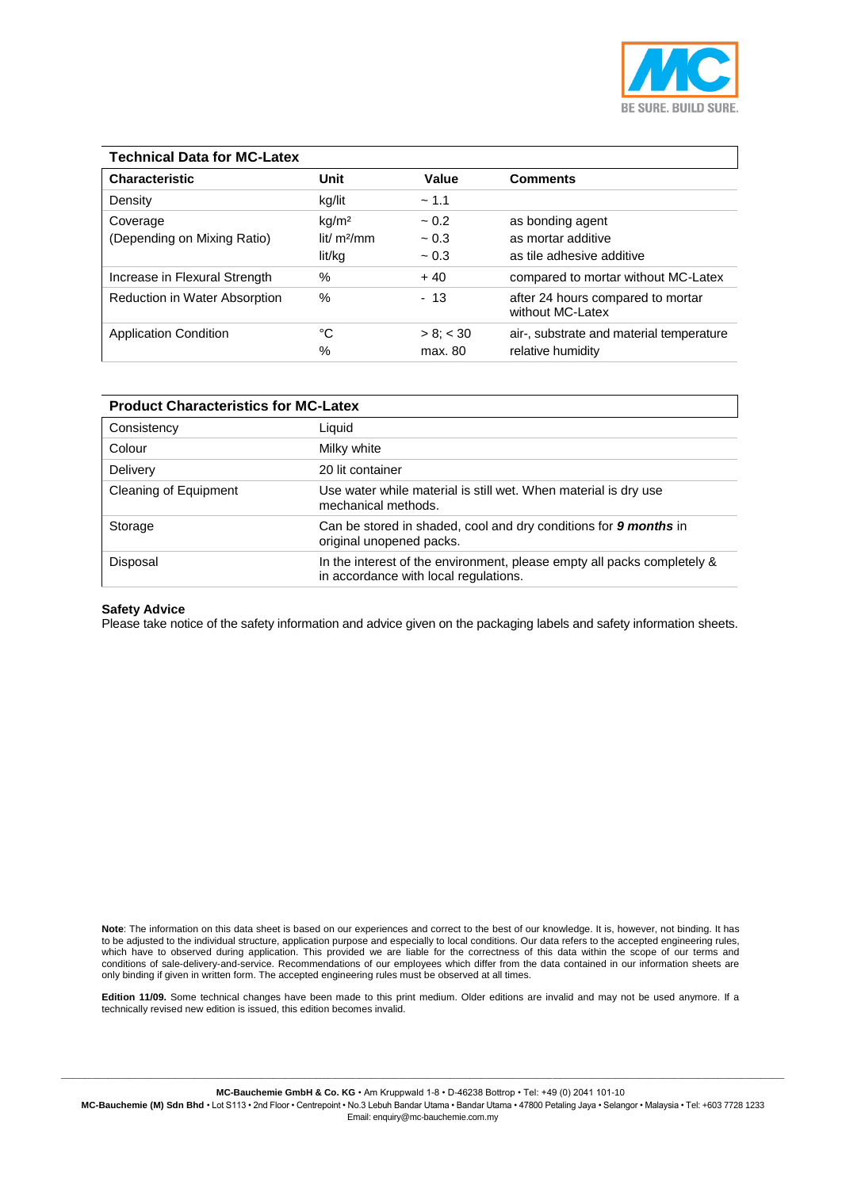## Technical Data for MC-Latex

| Characteristic | Unit | Value | Comments |
|---|---|---|---|
| Density | kg/lit | ~ 1.1 | |
| Coverage<br>(Depending on Mixing Ratio) | kg/m²<br>lit/ m²/mm<br>lit/kg | ~ 0.2<br>~ 0.3<br>~ 0.3 | as bonding agent<br>as mortar additive<br>as tile adhesive additive |
| Increase in Flexural Strength | % | + 40 | compared to mortar without MC-Latex |
| Reduction in Water Absorption | % | - 13 | after 24 hours compared to mortar without MC-Latex |
| Application Condition | °C<br>% | > 8; < 30<br>max. 80 | air-, substrate and material temperature<br>relative humidity |

## Product Characteristics for MC-Latex

| | |
|---|---|
| Consistency | Liquid |
| Colour | Milky white |
| Delivery | 20 lit container |
| Cleaning of Equipment | Use water while material is still wet. When material is dry use mechanical methods. |
| Storage | Can be stored in shaded, cool and dry conditions for ***9 months*** in original unopened packs. |
| Disposal | In the interest of the environment, please empty all packs completely & in accordance with local regulations. |

**Safety Advice**

Please take notice of the safety information and advice given on the packaging labels and safety information sheets.

**Note**: The information on this data sheet is based on our experiences and correct to the best of our knowledge. It is, however, not binding. It has to be adjusted to the individual structure, application purpose and especially to local conditions. Our data refers to the accepted engineering rules, which have to observed during application. This provided we are liable for the correctness of this data within the scope of our terms and conditions of sale-delivery-and-service. Recommendations of our employees which differ from the data contained in our information sheets are only binding if given in written form. The accepted engineering rules must be observed at all times.

**Edition 11/09.** Some technical changes have been made to this print medium. Older editions are invalid and may not be used anymore. If a technically revised new edition is issued, this edition becomes invalid.

**MC-Bauchemie GmbH & Co. KG** • Am Kruppwald 1-8 • D-46238 Bottrop • Tel: +49 (0) 2041 101-10
**MC-Bauchemie (M) Sdn Bhd** • Lot S113 • 2nd Floor • Centrepoint • No.3 Lebuh Bandar Utama • Bandar Utama • 47800 Petaling Jaya • Selangor • Malaysia • Tel: +603 7728 1233
Email: enquiry@mc-bauchemie.com.my